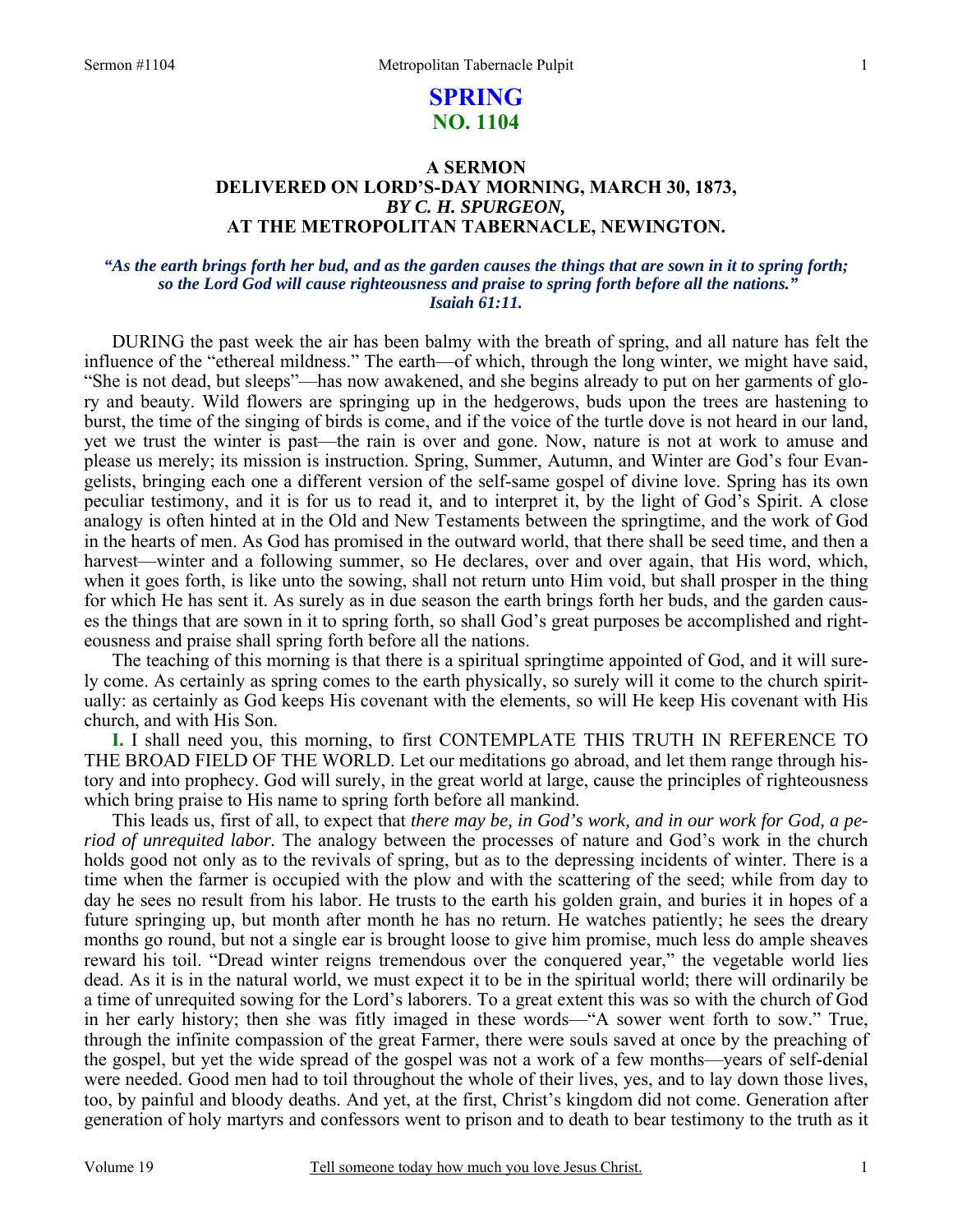# SPRING
## NO. 1104

### A SERMON
### DELIVERED ON LORD'S-DAY MORNING, MARCH 30, 1873,
### *BY C. H. SPURGEON,*
### AT THE METROPOLITAN TABERNACLE, NEWINGTON.

***"As the earth brings forth her bud, and as the garden causes the things that are sown in it to spring forth; so the Lord God will cause righteousness and praise to spring forth before all the nations." Isaiah 61:11.***

DURING the past week the air has been balmy with the breath of spring, and all nature has felt the influence of the "ethereal mildness." The earth—of which, through the long winter, we might have said, "She is not dead, but sleeps"—has now awakened, and she begins already to put on her garments of glory and beauty. Wild flowers are springing up in the hedgerows, buds upon the trees are hastening to burst, the time of the singing of birds is come, and if the voice of the turtle dove is not heard in our land, yet we trust the winter is past—the rain is over and gone. Now, nature is not at work to amuse and please us merely; its mission is instruction. Spring, Summer, Autumn, and Winter are God's four Evangelists, bringing each one a different version of the self-same gospel of divine love. Spring has its own peculiar testimony, and it is for us to read it, and to interpret it, by the light of God's Spirit. A close analogy is often hinted at in the Old and New Testaments between the springtime, and the work of God in the hearts of men. As God has promised in the outward world, that there shall be seed time, and then a harvest—winter and a following summer, so He declares, over and over again, that His word, which, when it goes forth, is like unto the sowing, shall not return unto Him void, but shall prosper in the thing for which He has sent it. As surely as in due season the earth brings forth her buds, and the garden causes the things that are sown in it to spring forth, so shall God's great purposes be accomplished and righteousness and praise shall spring forth before all the nations.

The teaching of this morning is that there is a spiritual springtime appointed of God, and it will surely come. As certainly as spring comes to the earth physically, so surely will it come to the church spiritually: as certainly as God keeps His covenant with the elements, so will He keep His covenant with His church, and with His Son.

**I.** I shall need you, this morning, to first CONTEMPLATE THIS TRUTH IN REFERENCE TO THE BROAD FIELD OF THE WORLD. Let our meditations go abroad, and let them range through history and into prophecy. God will surely, in the great world at large, cause the principles of righteousness which bring praise to His name to spring forth before all mankind.

This leads us, first of all, to expect that *there may be, in God's work, and in our work for God, a period of unrequited labor.* The analogy between the processes of nature and God's work in the church holds good not only as to the revivals of spring, but as to the depressing incidents of winter. There is a time when the farmer is occupied with the plow and with the scattering of the seed; while from day to day he sees no result from his labor. He trusts to the earth his golden grain, and buries it in hopes of a future springing up, but month after month he has no return. He watches patiently; he sees the dreary months go round, but not a single ear is brought loose to give him promise, much less do ample sheaves reward his toil. "Dread winter reigns tremendous over the conquered year," the vegetable world lies dead. As it is in the natural world, we must expect it to be in the spiritual world; there will ordinarily be a time of unrequited sowing for the Lord's laborers. To a great extent this was so with the church of God in her early history; then she was fitly imaged in these words—"A sower went forth to sow." True, through the infinite compassion of the great Farmer, there were souls saved at once by the preaching of the gospel, but yet the wide spread of the gospel was not a work of a few months—years of self-denial were needed. Good men had to toil throughout the whole of their lives, yes, and to lay down those lives, too, by painful and bloody deaths. And yet, at the first, Christ's kingdom did not come. Generation after generation of holy martyrs and confessors went to prison and to death to bear testimony to the truth as it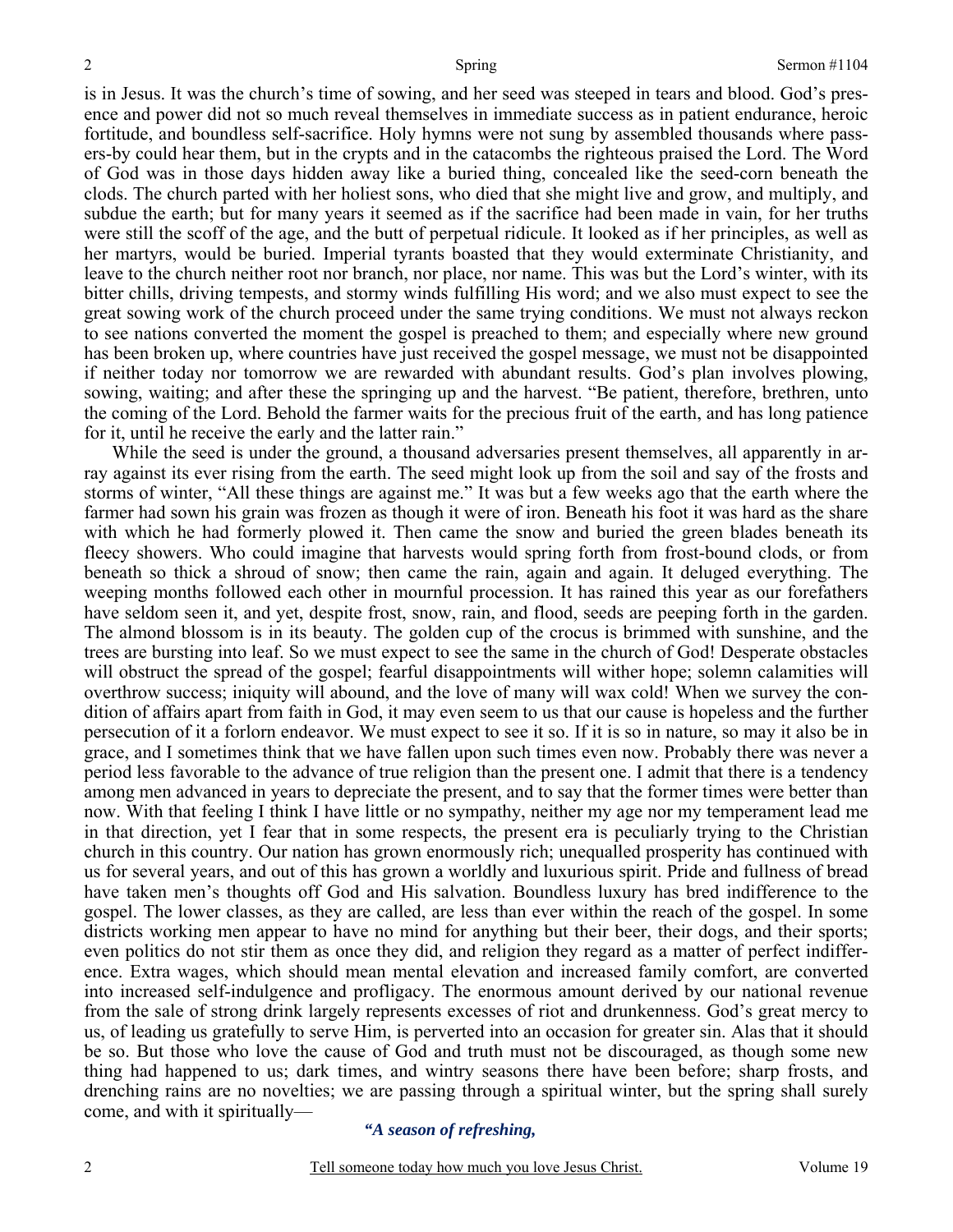is in Jesus. It was the church's time of sowing, and her seed was steeped in tears and blood. God's presence and power did not so much reveal themselves in immediate success as in patient endurance, heroic fortitude, and boundless self-sacrifice. Holy hymns were not sung by assembled thousands where passers-by could hear them, but in the crypts and in the catacombs the righteous praised the Lord. The Word of God was in those days hidden away like a buried thing, concealed like the seed-corn beneath the clods. The church parted with her holiest sons, who died that she might live and grow, and multiply, and subdue the earth; but for many years it seemed as if the sacrifice had been made in vain, for her truths were still the scoff of the age, and the butt of perpetual ridicule. It looked as if her principles, as well as her martyrs, would be buried. Imperial tyrants boasted that they would exterminate Christianity, and leave to the church neither root nor branch, nor place, nor name. This was but the Lord's winter, with its bitter chills, driving tempests, and stormy winds fulfilling His word; and we also must expect to see the great sowing work of the church proceed under the same trying conditions. We must not always reckon to see nations converted the moment the gospel is preached to them; and especially where new ground has been broken up, where countries have just received the gospel message, we must not be disappointed if neither today nor tomorrow we are rewarded with abundant results. God's plan involves plowing, sowing, waiting; and after these the springing up and the harvest. "Be patient, therefore, brethren, unto the coming of the Lord. Behold the farmer waits for the precious fruit of the earth, and has long patience for it, until he receive the early and the latter rain."

While the seed is under the ground, a thousand adversaries present themselves, all apparently in array against its ever rising from the earth. The seed might look up from the soil and say of the frosts and storms of winter, "All these things are against me." It was but a few weeks ago that the earth where the farmer had sown his grain was frozen as though it were of iron. Beneath his foot it was hard as the share with which he had formerly plowed it. Then came the snow and buried the green blades beneath its fleecy showers. Who could imagine that harvests would spring forth from frost-bound clods, or from beneath so thick a shroud of snow; then came the rain, again and again. It deluged everything. The weeping months followed each other in mournful procession. It has rained this year as our forefathers have seldom seen it, and yet, despite frost, snow, rain, and flood, seeds are peeping forth in the garden. The almond blossom is in its beauty. The golden cup of the crocus is brimmed with sunshine, and the trees are bursting into leaf. So we must expect to see the same in the church of God! Desperate obstacles will obstruct the spread of the gospel; fearful disappointments will wither hope; solemn calamities will overthrow success; iniquity will abound, and the love of many will wax cold! When we survey the condition of affairs apart from faith in God, it may even seem to us that our cause is hopeless and the further persecution of it a forlorn endeavor. We must expect to see it so. If it is so in nature, so may it also be in grace, and I sometimes think that we have fallen upon such times even now. Probably there was never a period less favorable to the advance of true religion than the present one. I admit that there is a tendency among men advanced in years to depreciate the present, and to say that the former times were better than now. With that feeling I think I have little or no sympathy, neither my age nor my temperament lead me in that direction, yet I fear that in some respects, the present era is peculiarly trying to the Christian church in this country. Our nation has grown enormously rich; unequalled prosperity has continued with us for several years, and out of this has grown a worldly and luxurious spirit. Pride and fullness of bread have taken men's thoughts off God and His salvation. Boundless luxury has bred indifference to the gospel. The lower classes, as they are called, are less than ever within the reach of the gospel. In some districts working men appear to have no mind for anything but their beer, their dogs, and their sports; even politics do not stir them as once they did, and religion they regard as a matter of perfect indifference. Extra wages, which should mean mental elevation and increased family comfort, are converted into increased self-indulgence and profligacy. The enormous amount derived by our national revenue from the sale of strong drink largely represents excesses of riot and drunkenness. God's great mercy to us, of leading us gratefully to serve Him, is perverted into an occasion for greater sin. Alas that it should be so. But those who love the cause of God and truth must not be discouraged, as though some new thing had happened to us; dark times, and wintry seasons there have been before; sharp frosts, and drenching rains are no novelties; we are passing through a spiritual winter, but the spring shall surely come, and with it spiritually—

*"A season of refreshing,*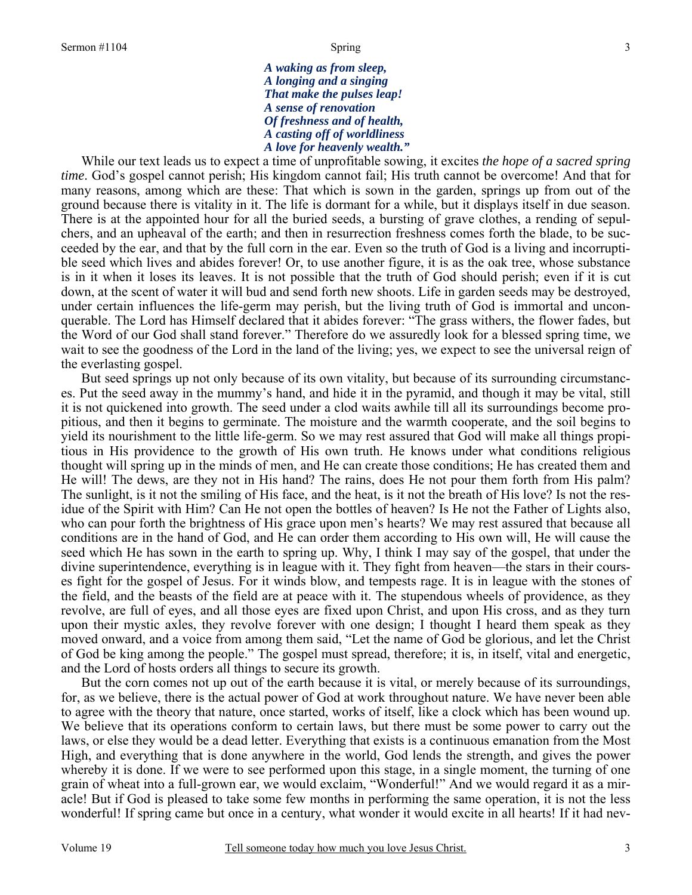*A waking as from sleep,*
*A longing and a singing*
*That make the pulses leap!*
*A sense of renovation*
*Of freshness and of health,*
*A casting off of worldliness*
*A love for heavenly wealth."*

While our text leads us to expect a time of unprofitable sowing, it excites *the hope of a sacred spring time*. God's gospel cannot perish; His kingdom cannot fail; His truth cannot be overcome! And that for many reasons, among which are these: That which is sown in the garden, springs up from out of the ground because there is vitality in it. The life is dormant for a while, but it displays itself in due season. There is at the appointed hour for all the buried seeds, a bursting of grave clothes, a rending of sepulchers, and an upheaval of the earth; and then in resurrection freshness comes forth the blade, to be succeeded by the ear, and that by the full corn in the ear. Even so the truth of God is a living and incorruptible seed which lives and abides forever! Or, to use another figure, it is as the oak tree, whose substance is in it when it loses its leaves. It is not possible that the truth of God should perish; even if it is cut down, at the scent of water it will bud and send forth new shoots. Life in garden seeds may be destroyed, under certain influences the life-germ may perish, but the living truth of God is immortal and unconquerable. The Lord has Himself declared that it abides forever: "The grass withers, the flower fades, but the Word of our God shall stand forever." Therefore do we assuredly look for a blessed spring time, we wait to see the goodness of the Lord in the land of the living; yes, we expect to see the universal reign of the everlasting gospel.

But seed springs up not only because of its own vitality, but because of its surrounding circumstances. Put the seed away in the mummy's hand, and hide it in the pyramid, and though it may be vital, still it is not quickened into growth. The seed under a clod waits awhile till all its surroundings become propitious, and then it begins to germinate. The moisture and the warmth cooperate, and the soil begins to yield its nourishment to the little life-germ. So we may rest assured that God will make all things propitious in His providence to the growth of His own truth. He knows under what conditions religious thought will spring up in the minds of men, and He can create those conditions; He has created them and He will! The dews, are they not in His hand? The rains, does He not pour them forth from His palm? The sunlight, is it not the smiling of His face, and the heat, is it not the breath of His love? Is not the residue of the Spirit with Him? Can He not open the bottles of heaven? Is He not the Father of Lights also, who can pour forth the brightness of His grace upon men's hearts? We may rest assured that because all conditions are in the hand of God, and He can order them according to His own will, He will cause the seed which He has sown in the earth to spring up. Why, I think I may say of the gospel, that under the divine superintendence, everything is in league with it. They fight from heaven—the stars in their courses fight for the gospel of Jesus. For it winds blow, and tempests rage. It is in league with the stones of the field, and the beasts of the field are at peace with it. The stupendous wheels of providence, as they revolve, are full of eyes, and all those eyes are fixed upon Christ, and upon His cross, and as they turn upon their mystic axles, they revolve forever with one design; I thought I heard them speak as they moved onward, and a voice from among them said, "Let the name of God be glorious, and let the Christ of God be king among the people." The gospel must spread, therefore; it is, in itself, vital and energetic, and the Lord of hosts orders all things to secure its growth.

But the corn comes not up out of the earth because it is vital, or merely because of its surroundings, for, as we believe, there is the actual power of God at work throughout nature. We have never been able to agree with the theory that nature, once started, works of itself, like a clock which has been wound up. We believe that its operations conform to certain laws, but there must be some power to carry out the laws, or else they would be a dead letter. Everything that exists is a continuous emanation from the Most High, and everything that is done anywhere in the world, God lends the strength, and gives the power whereby it is done. If we were to see performed upon this stage, in a single moment, the turning of one grain of wheat into a full-grown ear, we would exclaim, "Wonderful!" And we would regard it as a miracle! But if God is pleased to take some few months in performing the same operation, it is not the less wonderful! If spring came but once in a century, what wonder it would excite in all hearts! If it had nev-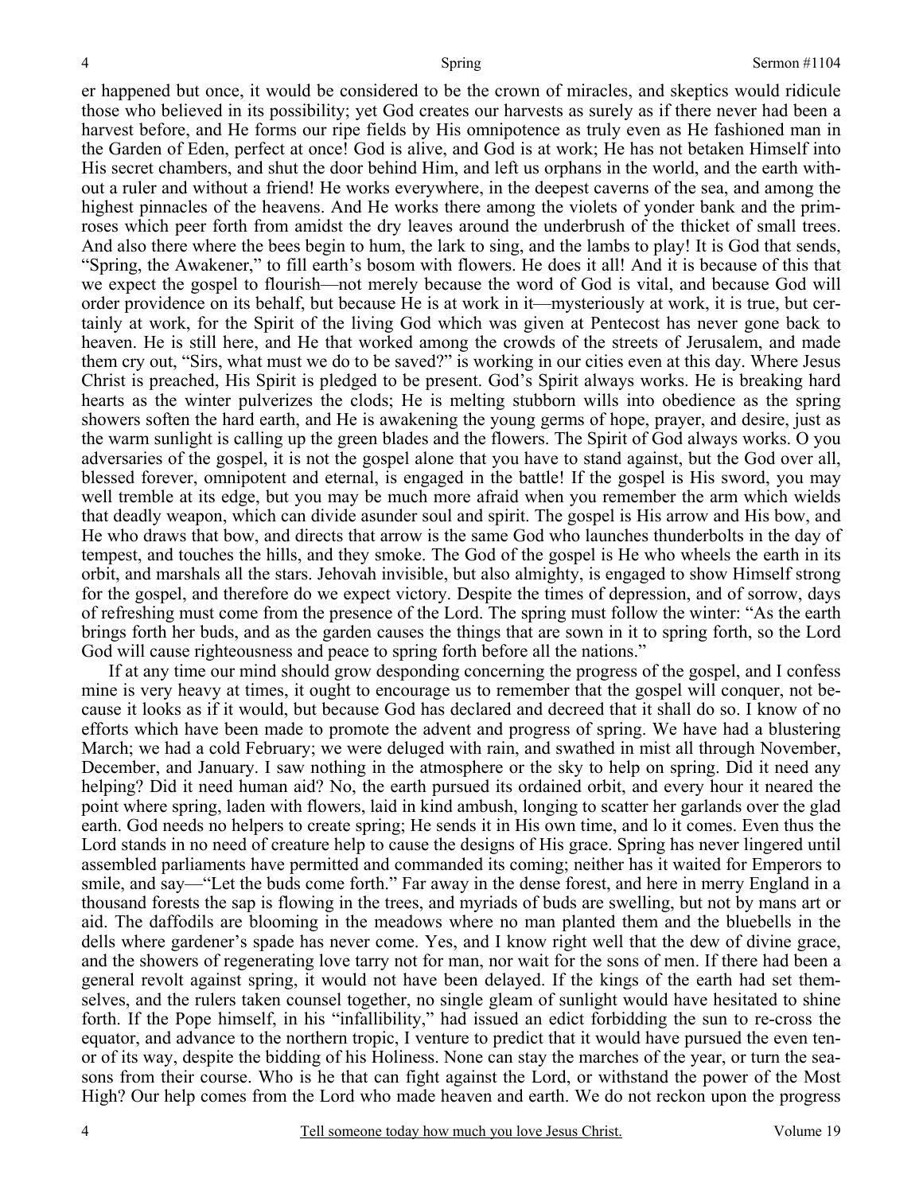er happened but once, it would be considered to be the crown of miracles, and skeptics would ridicule those who believed in its possibility; yet God creates our harvests as surely as if there never had been a harvest before, and He forms our ripe fields by His omnipotence as truly even as He fashioned man in the Garden of Eden, perfect at once! God is alive, and God is at work; He has not betaken Himself into His secret chambers, and shut the door behind Him, and left us orphans in the world, and the earth without a ruler and without a friend! He works everywhere, in the deepest caverns of the sea, and among the highest pinnacles of the heavens. And He works there among the violets of yonder bank and the primroses which peer forth from amidst the dry leaves around the underbrush of the thicket of small trees. And also there where the bees begin to hum, the lark to sing, and the lambs to play! It is God that sends, "Spring, the Awakener," to fill earth's bosom with flowers. He does it all! And it is because of this that we expect the gospel to flourish—not merely because the word of God is vital, and because God will order providence on its behalf, but because He is at work in it—mysteriously at work, it is true, but certainly at work, for the Spirit of the living God which was given at Pentecost has never gone back to heaven. He is still here, and He that worked among the crowds of the streets of Jerusalem, and made them cry out, "Sirs, what must we do to be saved?" is working in our cities even at this day. Where Jesus Christ is preached, His Spirit is pledged to be present. God's Spirit always works. He is breaking hard hearts as the winter pulverizes the clods; He is melting stubborn wills into obedience as the spring showers soften the hard earth, and He is awakening the young germs of hope, prayer, and desire, just as the warm sunlight is calling up the green blades and the flowers. The Spirit of God always works. O you adversaries of the gospel, it is not the gospel alone that you have to stand against, but the God over all, blessed forever, omnipotent and eternal, is engaged in the battle! If the gospel is His sword, you may well tremble at its edge, but you may be much more afraid when you remember the arm which wields that deadly weapon, which can divide asunder soul and spirit. The gospel is His arrow and His bow, and He who draws that bow, and directs that arrow is the same God who launches thunderbolts in the day of tempest, and touches the hills, and they smoke. The God of the gospel is He who wheels the earth in its orbit, and marshals all the stars. Jehovah invisible, but also almighty, is engaged to show Himself strong for the gospel, and therefore do we expect victory. Despite the times of depression, and of sorrow, days of refreshing must come from the presence of the Lord. The spring must follow the winter: "As the earth brings forth her buds, and as the garden causes the things that are sown in it to spring forth, so the Lord God will cause righteousness and peace to spring forth before all the nations."

If at any time our mind should grow desponding concerning the progress of the gospel, and I confess mine is very heavy at times, it ought to encourage us to remember that the gospel will conquer, not because it looks as if it would, but because God has declared and decreed that it shall do so. I know of no efforts which have been made to promote the advent and progress of spring. We have had a blustering March; we had a cold February; we were deluged with rain, and swathed in mist all through November, December, and January. I saw nothing in the atmosphere or the sky to help on spring. Did it need any helping? Did it need human aid? No, the earth pursued its ordained orbit, and every hour it neared the point where spring, laden with flowers, laid in kind ambush, longing to scatter her garlands over the glad earth. God needs no helpers to create spring; He sends it in His own time, and lo it comes. Even thus the Lord stands in no need of creature help to cause the designs of His grace. Spring has never lingered until assembled parliaments have permitted and commanded its coming; neither has it waited for Emperors to smile, and say—"Let the buds come forth." Far away in the dense forest, and here in merry England in a thousand forests the sap is flowing in the trees, and myriads of buds are swelling, but not by mans art or aid. The daffodils are blooming in the meadows where no man planted them and the bluebells in the dells where gardener's spade has never come. Yes, and I know right well that the dew of divine grace, and the showers of regenerating love tarry not for man, nor wait for the sons of men. If there had been a general revolt against spring, it would not have been delayed. If the kings of the earth had set themselves, and the rulers taken counsel together, no single gleam of sunlight would have hesitated to shine forth. If the Pope himself, in his "infallibility," had issued an edict forbidding the sun to re-cross the equator, and advance to the northern tropic, I venture to predict that it would have pursued the even tenor of its way, despite the bidding of his Holiness. None can stay the marches of the year, or turn the seasons from their course. Who is he that can fight against the Lord, or withstand the power of the Most High? Our help comes from the Lord who made heaven and earth. We do not reckon upon the progress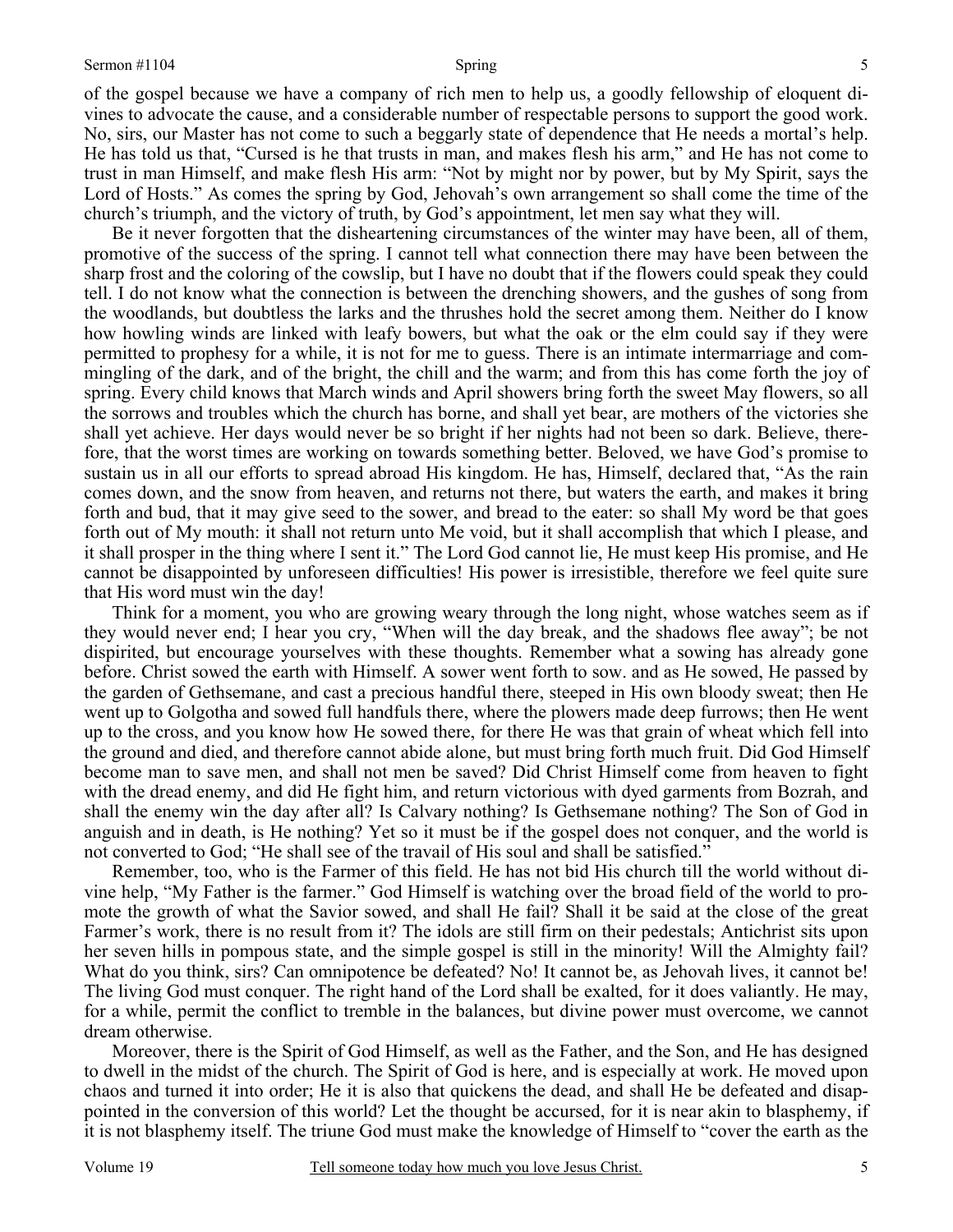of the gospel because we have a company of rich men to help us, a goodly fellowship of eloquent divines to advocate the cause, and a considerable number of respectable persons to support the good work. No, sirs, our Master has not come to such a beggarly state of dependence that He needs a mortal's help. He has told us that, "Cursed is he that trusts in man, and makes flesh his arm," and He has not come to trust in man Himself, and make flesh His arm: "Not by might nor by power, but by My Spirit, says the Lord of Hosts." As comes the spring by God, Jehovah's own arrangement so shall come the time of the church's triumph, and the victory of truth, by God's appointment, let men say what they will.

Be it never forgotten that the disheartening circumstances of the winter may have been, all of them, promotive of the success of the spring. I cannot tell what connection there may have been between the sharp frost and the coloring of the cowslip, but I have no doubt that if the flowers could speak they could tell. I do not know what the connection is between the drenching showers, and the gushes of song from the woodlands, but doubtless the larks and the thrushes hold the secret among them. Neither do I know how howling winds are linked with leafy bowers, but what the oak or the elm could say if they were permitted to prophesy for a while, it is not for me to guess. There is an intimate intermarriage and commingling of the dark, and of the bright, the chill and the warm; and from this has come forth the joy of spring. Every child knows that March winds and April showers bring forth the sweet May flowers, so all the sorrows and troubles which the church has borne, and shall yet bear, are mothers of the victories she shall yet achieve. Her days would never be so bright if her nights had not been so dark. Believe, therefore, that the worst times are working on towards something better. Beloved, we have God's promise to sustain us in all our efforts to spread abroad His kingdom. He has, Himself, declared that, "As the rain comes down, and the snow from heaven, and returns not there, but waters the earth, and makes it bring forth and bud, that it may give seed to the sower, and bread to the eater: so shall My word be that goes forth out of My mouth: it shall not return unto Me void, but it shall accomplish that which I please, and it shall prosper in the thing where I sent it." The Lord God cannot lie, He must keep His promise, and He cannot be disappointed by unforeseen difficulties! His power is irresistible, therefore we feel quite sure that His word must win the day!

Think for a moment, you who are growing weary through the long night, whose watches seem as if they would never end; I hear you cry, "When will the day break, and the shadows flee away"; be not dispirited, but encourage yourselves with these thoughts. Remember what a sowing has already gone before. Christ sowed the earth with Himself. A sower went forth to sow. and as He sowed, He passed by the garden of Gethsemane, and cast a precious handful there, steeped in His own bloody sweat; then He went up to Golgotha and sowed full handfuls there, where the plowers made deep furrows; then He went up to the cross, and you know how He sowed there, for there He was that grain of wheat which fell into the ground and died, and therefore cannot abide alone, but must bring forth much fruit. Did God Himself become man to save men, and shall not men be saved? Did Christ Himself come from heaven to fight with the dread enemy, and did He fight him, and return victorious with dyed garments from Bozrah, and shall the enemy win the day after all? Is Calvary nothing? Is Gethsemane nothing? The Son of God in anguish and in death, is He nothing? Yet so it must be if the gospel does not conquer, and the world is not converted to God; "He shall see of the travail of His soul and shall be satisfied."

Remember, too, who is the Farmer of this field. He has not bid His church till the world without divine help, "My Father is the farmer." God Himself is watching over the broad field of the world to promote the growth of what the Savior sowed, and shall He fail? Shall it be said at the close of the great Farmer's work, there is no result from it? The idols are still firm on their pedestals; Antichrist sits upon her seven hills in pompous state, and the simple gospel is still in the minority! Will the Almighty fail? What do you think, sirs? Can omnipotence be defeated? No! It cannot be, as Jehovah lives, it cannot be! The living God must conquer. The right hand of the Lord shall be exalted, for it does valiantly. He may, for a while, permit the conflict to tremble in the balances, but divine power must overcome, we cannot dream otherwise.

Moreover, there is the Spirit of God Himself, as well as the Father, and the Son, and He has designed to dwell in the midst of the church. The Spirit of God is here, and is especially at work. He moved upon chaos and turned it into order; He it is also that quickens the dead, and shall He be defeated and disappointed in the conversion of this world? Let the thought be accursed, for it is near akin to blasphemy, if it is not blasphemy itself. The triune God must make the knowledge of Himself to "cover the earth as the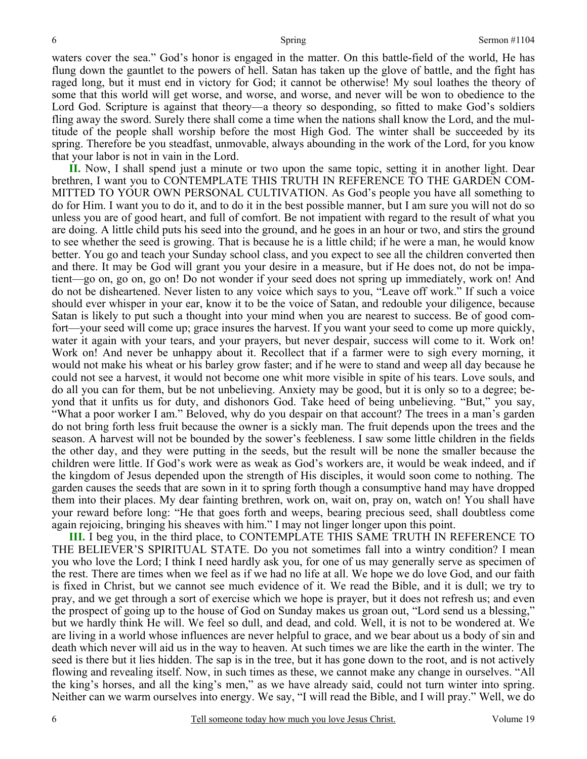waters cover the sea." God's honor is engaged in the matter. On this battle-field of the world, He has flung down the gauntlet to the powers of hell. Satan has taken up the glove of battle, and the fight has raged long, but it must end in victory for God; it cannot be otherwise! My soul loathes the theory of some that this world will get worse, and worse, and worse, and never will be won to obedience to the Lord God. Scripture is against that theory—a theory so desponding, so fitted to make God's soldiers fling away the sword. Surely there shall come a time when the nations shall know the Lord, and the multitude of the people shall worship before the most High God. The winter shall be succeeded by its spring. Therefore be you steadfast, unmovable, always abounding in the work of the Lord, for you know that your labor is not in vain in the Lord.

**II.** Now, I shall spend just a minute or two upon the same topic, setting it in another light. Dear brethren, I want you to CONTEMPLATE THIS TRUTH IN REFERENCE TO THE GARDEN COMMITTED TO YOUR OWN PERSONAL CULTIVATION. As God's people you have all something to do for Him. I want you to do it, and to do it in the best possible manner, but I am sure you will not do so unless you are of good heart, and full of comfort. Be not impatient with regard to the result of what you are doing. A little child puts his seed into the ground, and he goes in an hour or two, and stirs the ground to see whether the seed is growing. That is because he is a little child; if he were a man, he would know better. You go and teach your Sunday school class, and you expect to see all the children converted then and there. It may be God will grant you your desire in a measure, but if He does not, do not be impatient—go on, go on, go on! Do not wonder if your seed does not spring up immediately, work on! And do not be disheartened. Never listen to any voice which says to you, "Leave off work." If such a voice should ever whisper in your ear, know it to be the voice of Satan, and redouble your diligence, because Satan is likely to put such a thought into your mind when you are nearest to success. Be of good comfort—your seed will come up; grace insures the harvest. If you want your seed to come up more quickly, water it again with your tears, and your prayers, but never despair, success will come to it. Work on! Work on! And never be unhappy about it. Recollect that if a farmer were to sigh every morning, it would not make his wheat or his barley grow faster; and if he were to stand and weep all day because he could not see a harvest, it would not become one whit more visible in spite of his tears. Love souls, and do all you can for them, but be not unbelieving. Anxiety may be good, but it is only so to a degree; beyond that it unfits us for duty, and dishonors God. Take heed of being unbelieving. "But," you say, "What a poor worker I am." Beloved, why do you despair on that account? The trees in a man's garden do not bring forth less fruit because the owner is a sickly man. The fruit depends upon the trees and the season. A harvest will not be bounded by the sower's feebleness. I saw some little children in the fields the other day, and they were putting in the seeds, but the result will be none the smaller because the children were little. If God's work were as weak as God's workers are, it would be weak indeed, and if the kingdom of Jesus depended upon the strength of His disciples, it would soon come to nothing. The garden causes the seeds that are sown in it to spring forth though a consumptive hand may have dropped them into their places. My dear fainting brethren, work on, wait on, pray on, watch on! You shall have your reward before long: "He that goes forth and weeps, bearing precious seed, shall doubtless come again rejoicing, bringing his sheaves with him." I may not linger longer upon this point.

**III.** I beg you, in the third place, to CONTEMPLATE THIS SAME TRUTH IN REFERENCE TO THE BELIEVER'S SPIRITUAL STATE. Do you not sometimes fall into a wintry condition? I mean you who love the Lord; I think I need hardly ask you, for one of us may generally serve as specimen of the rest. There are times when we feel as if we had no life at all. We hope we do love God, and our faith is fixed in Christ, but we cannot see much evidence of it. We read the Bible, and it is dull; we try to pray, and we get through a sort of exercise which we hope is prayer, but it does not refresh us; and even the prospect of going up to the house of God on Sunday makes us groan out, "Lord send us a blessing," but we hardly think He will. We feel so dull, and dead, and cold. Well, it is not to be wondered at. We are living in a world whose influences are never helpful to grace, and we bear about us a body of sin and death which never will aid us in the way to heaven. At such times we are like the earth in the winter. The seed is there but it lies hidden. The sap is in the tree, but it has gone down to the root, and is not actively flowing and revealing itself. Now, in such times as these, we cannot make any change in ourselves. "All the king's horses, and all the king's men," as we have already said, could not turn winter into spring. Neither can we warm ourselves into energy. We say, "I will read the Bible, and I will pray." Well, we do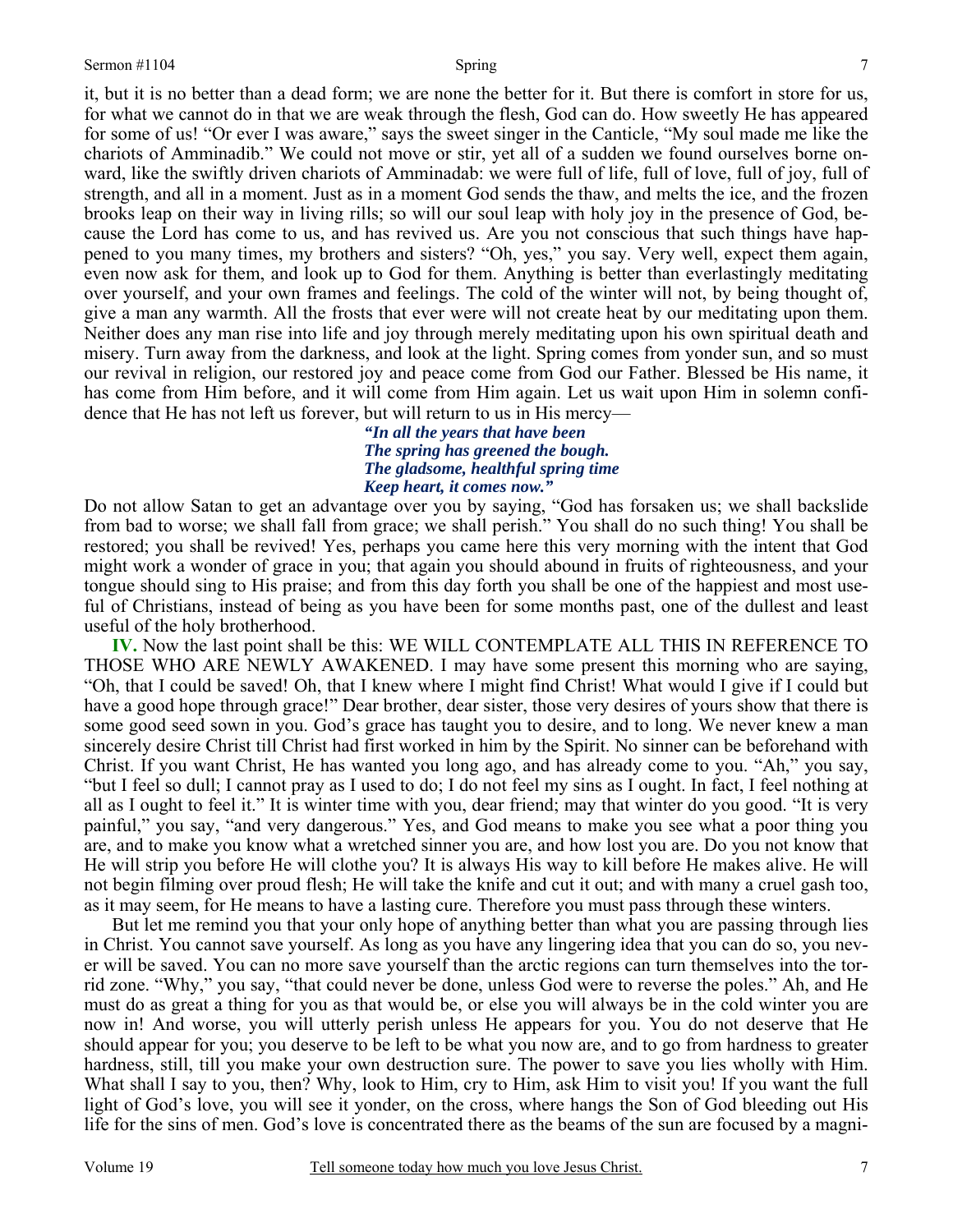it, but it is no better than a dead form; we are none the better for it. But there is comfort in store for us, for what we cannot do in that we are weak through the flesh, God can do. How sweetly He has appeared for some of us! "Or ever I was aware," says the sweet singer in the Canticle, "My soul made me like the chariots of Amminadib." We could not move or stir, yet all of a sudden we found ourselves borne onward, like the swiftly driven chariots of Amminadab: we were full of life, full of love, full of joy, full of strength, and all in a moment. Just as in a moment God sends the thaw, and melts the ice, and the frozen brooks leap on their way in living rills; so will our soul leap with holy joy in the presence of God, because the Lord has come to us, and has revived us. Are you not conscious that such things have happened to you many times, my brothers and sisters? "Oh, yes," you say. Very well, expect them again, even now ask for them, and look up to God for them. Anything is better than everlastingly meditating over yourself, and your own frames and feelings. The cold of the winter will not, by being thought of, give a man any warmth. All the frosts that ever were will not create heat by our meditating upon them. Neither does any man rise into life and joy through merely meditating upon his own spiritual death and misery. Turn away from the darkness, and look at the light. Spring comes from yonder sun, and so must our revival in religion, our restored joy and peace come from God our Father. Blessed be His name, it has come from Him before, and it will come from Him again. Let us wait upon Him in solemn confidence that He has not left us forever, but will return to us in His mercy—

*"In all the years that have been*
*The spring has greened the bough.*
*The gladsome, healthful spring time*
*Keep heart, it comes now."*

Do not allow Satan to get an advantage over you by saying, "God has forsaken us; we shall backslide from bad to worse; we shall fall from grace; we shall perish." You shall do no such thing! You shall be restored; you shall be revived! Yes, perhaps you came here this very morning with the intent that God might work a wonder of grace in you; that again you should abound in fruits of righteousness, and your tongue should sing to His praise; and from this day forth you shall be one of the happiest and most useful of Christians, instead of being as you have been for some months past, one of the dullest and least useful of the holy brotherhood.

**IV.** Now the last point shall be this: WE WILL CONTEMPLATE ALL THIS IN REFERENCE TO THOSE WHO ARE NEWLY AWAKENED. I may have some present this morning who are saying, "Oh, that I could be saved! Oh, that I knew where I might find Christ! What would I give if I could but have a good hope through grace!" Dear brother, dear sister, those very desires of yours show that there is some good seed sown in you. God's grace has taught you to desire, and to long. We never knew a man sincerely desire Christ till Christ had first worked in him by the Spirit. No sinner can be beforehand with Christ. If you want Christ, He has wanted you long ago, and has already come to you. "Ah," you say, "but I feel so dull; I cannot pray as I used to do; I do not feel my sins as I ought. In fact, I feel nothing at all as I ought to feel it." It is winter time with you, dear friend; may that winter do you good. "It is very painful," you say, "and very dangerous." Yes, and God means to make you see what a poor thing you are, and to make you know what a wretched sinner you are, and how lost you are. Do you not know that He will strip you before He will clothe you? It is always His way to kill before He makes alive. He will not begin filming over proud flesh; He will take the knife and cut it out; and with many a cruel gash too, as it may seem, for He means to have a lasting cure. Therefore you must pass through these winters.

But let me remind you that your only hope of anything better than what you are passing through lies in Christ. You cannot save yourself. As long as you have any lingering idea that you can do so, you never will be saved. You can no more save yourself than the arctic regions can turn themselves into the torrid zone. "Why," you say, "that could never be done, unless God were to reverse the poles." Ah, and He must do as great a thing for you as that would be, or else you will always be in the cold winter you are now in! And worse, you will utterly perish unless He appears for you. You do not deserve that He should appear for you; you deserve to be left to be what you now are, and to go from hardness to greater hardness, still, till you make your own destruction sure. The power to save you lies wholly with Him. What shall I say to you, then? Why, look to Him, cry to Him, ask Him to visit you! If you want the full light of God's love, you will see it yonder, on the cross, where hangs the Son of God bleeding out His life for the sins of men. God's love is concentrated there as the beams of the sun are focused by a magni-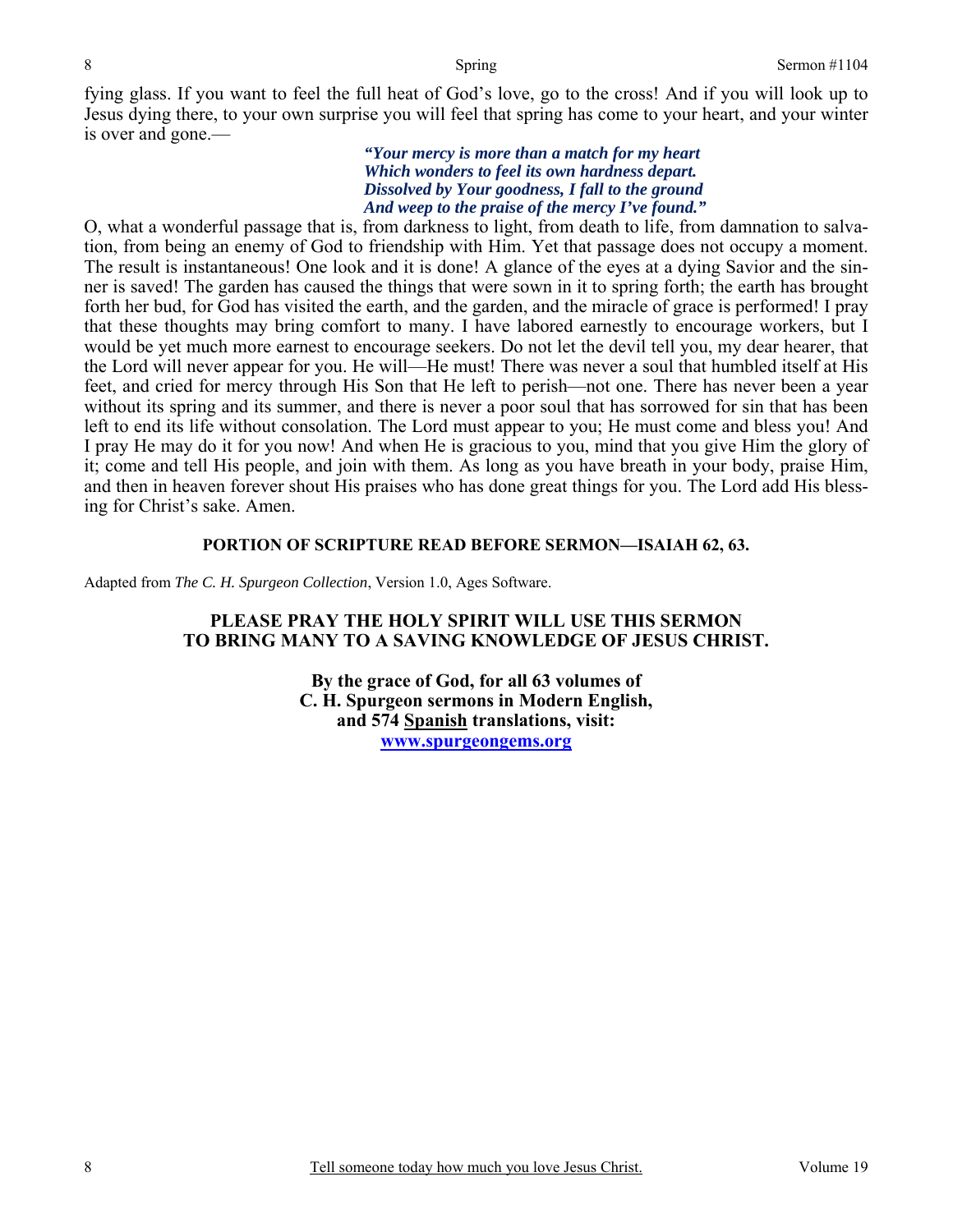fying glass. If you want to feel the full heat of God's love, go to the cross! And if you will look up to Jesus dying there, to your own surprise you will feel that spring has come to your heart, and your winter is over and gone.—

> ***"Your mercy is more than a match for my heart***
> ***Which wonders to feel its own hardness depart.***
> ***Dissolved by Your goodness, I fall to the ground***
> ***And weep to the praise of the mercy I've found."***

O, what a wonderful passage that is, from darkness to light, from death to life, from damnation to salvation, from being an enemy of God to friendship with Him. Yet that passage does not occupy a moment. The result is instantaneous! One look and it is done! A glance of the eyes at a dying Savior and the sinner is saved! The garden has caused the things that were sown in it to spring forth; the earth has brought forth her bud, for God has visited the earth, and the garden, and the miracle of grace is performed! I pray that these thoughts may bring comfort to many. I have labored earnestly to encourage workers, but I would be yet much more earnest to encourage seekers. Do not let the devil tell you, my dear hearer, that the Lord will never appear for you. He will—He must! There was never a soul that humbled itself at His feet, and cried for mercy through His Son that He left to perish—not one. There has never been a year without its spring and its summer, and there is never a poor soul that has sorrowed for sin that has been left to end its life without consolation. The Lord must appear to you; He must come and bless you! And I pray He may do it for you now! And when He is gracious to you, mind that you give Him the glory of it; come and tell His people, and join with them. As long as you have breath in your body, praise Him, and then in heaven forever shout His praises who has done great things for you. The Lord add His blessing for Christ's sake. Amen.

**PORTION OF SCRIPTURE READ BEFORE SERMON—ISAIAH 62, 63.**

Adapted from *The C. H. Spurgeon Collection*, Version 1.0, Ages Software.

**PLEASE PRAY THE HOLY SPIRIT WILL USE THIS SERMON TO BRING MANY TO A SAVING KNOWLEDGE OF JESUS CHRIST.**

**By the grace of God, for all 63 volumes of C. H. Spurgeon sermons in Modern English, and 574 Spanish translations, visit: www.spurgeongems.org**